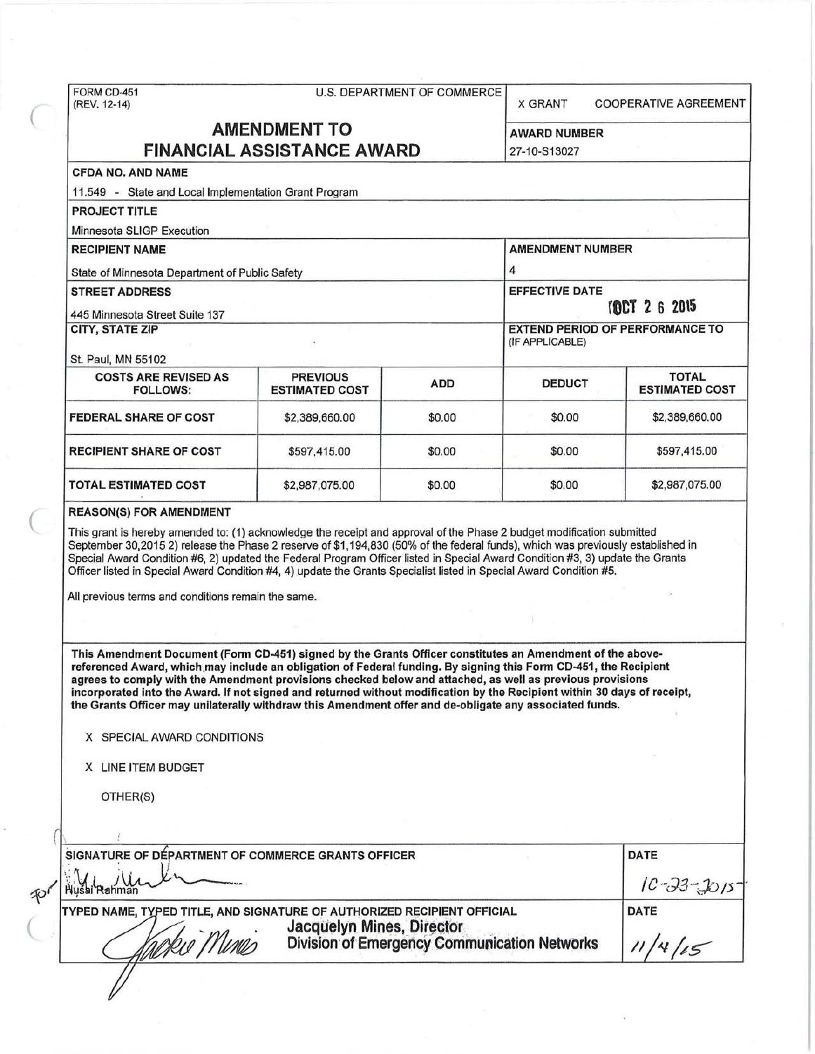FORM CD-451
(REV. 12-14)

U.S. DEPARTMENT OF COMMERCE

X GRANT    COOPERATIVE AGREEMENT

# AMENDMENT TO FINANCIAL ASSISTANCE AWARD

**AWARD NUMBER**
27-10-S13027

**CFDA NO. AND NAME**
11.549 - State and Local Implementation Grant Program

**PROJECT TITLE**
Minnesota SLIGP Execution

**RECIPIENT NAME**
State of Minnesota Department of Public Safety

**AMENDMENT NUMBER**
4

**STREET ADDRESS**
445 Minnesota Street Suite 137

**EFFECTIVE DATE**
OCT 2 6 2015

**CITY, STATE ZIP**
St. Paul, MN 55102

**EXTEND PERIOD OF PERFORMANCE TO** (IF APPLICABLE)

| COSTS ARE REVISED AS FOLLOWS: | PREVIOUS ESTIMATED COST | ADD | DEDUCT | TOTAL ESTIMATED COST |
|---|---|---|---|---|
| FEDERAL SHARE OF COST | $2,389,660.00 | $0.00 | $0.00 | $2,389,660.00 |
| RECIPIENT SHARE OF COST | $597,415.00 | $0.00 | $0.00 | $597,415.00 |
| TOTAL ESTIMATED COST | $2,987,075.00 | $0.00 | $0.00 | $2,987,075.00 |

**REASON(S) FOR AMENDMENT**

This grant is hereby amended to: (1) acknowledge the receipt and approval of the Phase 2 budget modification submitted September 30,2015 2) release the Phase 2 reserve of $1,194,830 (50% of the federal funds), which was previously established in Special Award Condition #6, 2) updated the Federal Program Officer listed in Special Award Condition #3, 3) update the Grants Officer listed in Special Award Condition #4, 4) update the Grants Specialist listed in Special Award Condition #5.

All previous terms and conditions remain the same.

**This Amendment Document (Form CD-451) signed by the Grants Officer constitutes an Amendment of the above-referenced Award, which may include an obligation of Federal funding. By signing this Form CD-451, the Recipient agrees to comply with the Amendment provisions checked below and attached, as well as previous provisions incorporated into the Award. If not signed and returned without modification by the Recipient within 30 days of receipt, the Grants Officer may unilaterally withdraw this Amendment offer and de-obligate any associated funds.**

X SPECIAL AWARD CONDITIONS

X LINE ITEM BUDGET

OTHER(S)

**SIGNATURE OF DEPARTMENT OF COMMERCE GRANTS OFFICER**
Husai Rahman

**DATE**
10-23-2015

**TYPED NAME, TYPED TITLE, AND SIGNATURE OF AUTHORIZED RECIPIENT OFFICIAL**
Jacquelyn Mines, Director
Division of Emergency Communication Networks

**DATE**
11/4/15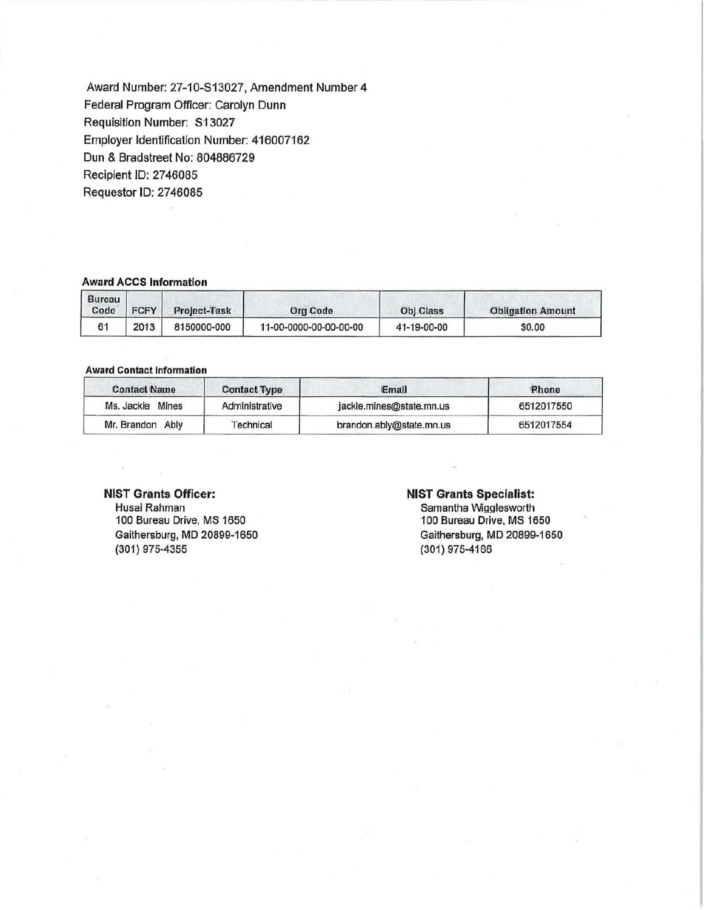Award Number: 27-10-S13027, Amendment Number 4
Federal Program Officer: Carolyn Dunn
Requisition Number: S13027
Employer Identification Number: 416007162
Dun & Bradstreet No: 804886729
Recipient ID: 2746085
Requestor ID: 2746085

**Award ACCS Information**

| Bureau Code | FCFY | Project-Task | Org Code | Obj Class | Obligation Amount |
|---|---|---|---|---|---|
| 61 | 2013 | 8150000-000 | 11-00-0000-00-00-00-00 | 41-19-00-00 | $0.00 |

**Award Contact Information**

| Contact Name | Contact Type | Email | Phone |
|---|---|---|---|
| Ms. Jackie Mines | Administrative | jackie.mines@state.mn.us | 6512017550 |
| Mr. Brandon Ably | Technical | brandon.ably@state.mn.us | 6512017554 |

**NIST Grants Officer:**
Husai Rahman
100 Bureau Drive, MS 1650
Gaithersburg, MD 20899-1650
(301) 975-4355

**NIST Grants Specialist:**
Samantha Wigglesworth
100 Bureau Drive, MS 1650
Gaithersburg, MD 20899-1650
(301) 975-4166